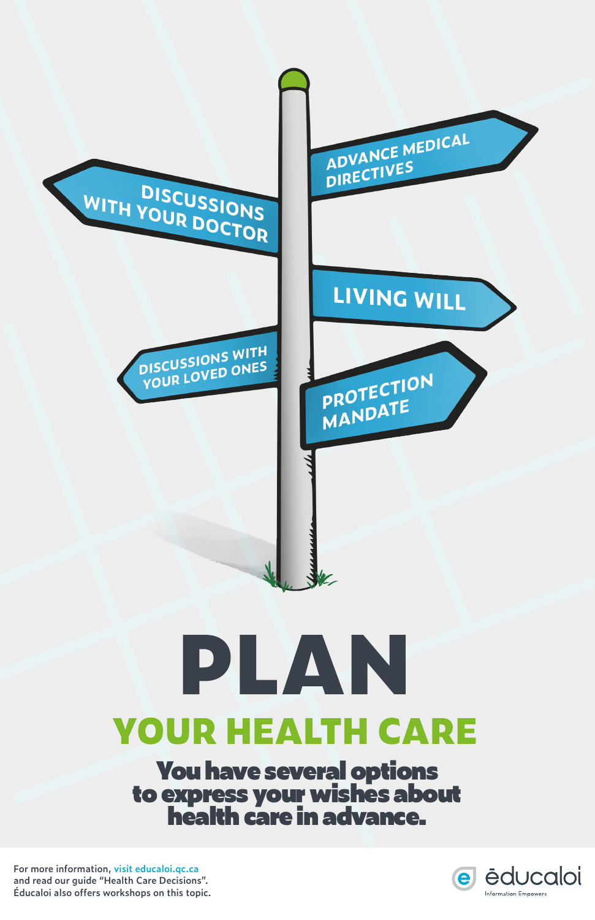- DISCUSSIONS WITH YOUR DOCTOR
- ADVANCE MEDICAL DIRECTIVES
- LIVING WILL
- DISCUSSIONS WITH YOUR LOVED ONES
- PROTECTION MANDATE

# PLAN

## YOUR HEALTH CARE

**You have several options to express your wishes about health care in advance.**

For more information, visit educaloi.qc.ca and read our guide "Health Care Decisions". Éducaloi also offers workshops on this topic.

éducaloi
Information Empowers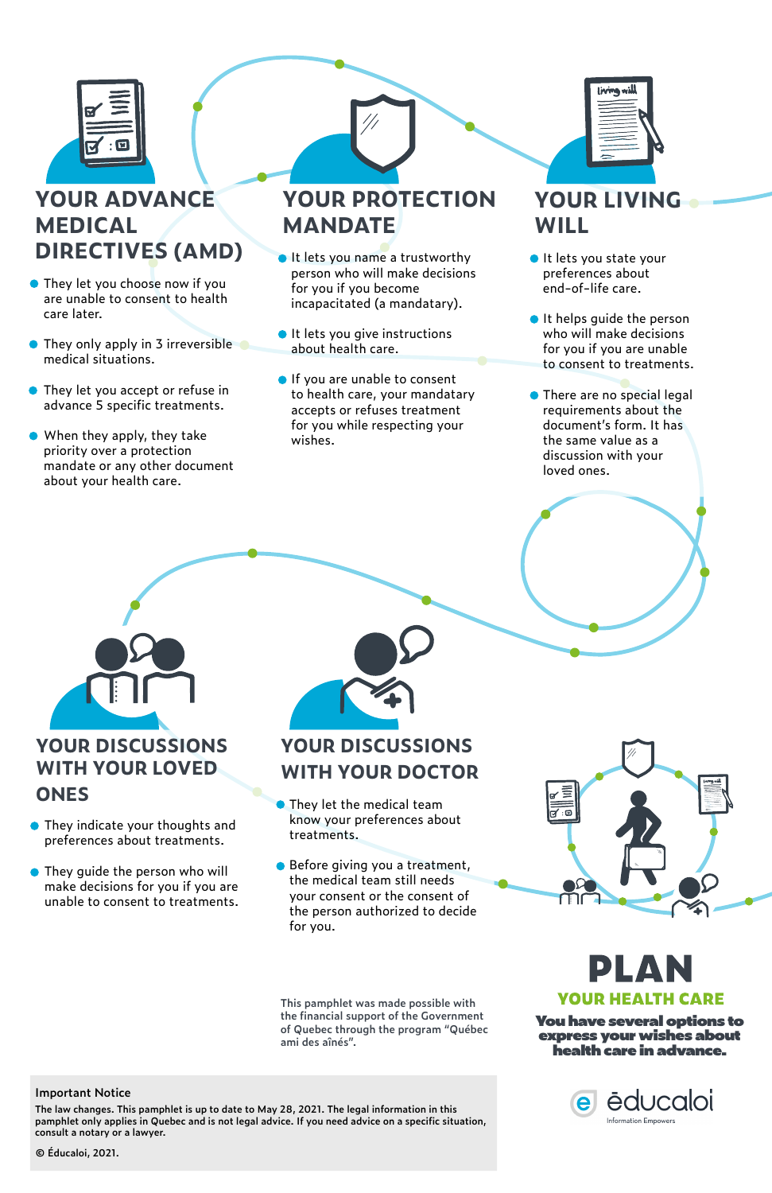## YOUR ADVANCE MEDICAL DIRECTIVES (AMD)

- They let you choose now if you are unable to consent to health care later.
- They only apply in 3 irreversible medical situations.
- They let you accept or refuse in advance 5 specific treatments.
- When they apply, they take priority over a protection mandate or any other document about your health care.

## YOUR PROTECTION MANDATE

- It lets you name a trustworthy person who will make decisions for you if you become incapacitated (a mandatary).
- It lets you give instructions about health care.
- If you are unable to consent to health care, your mandatary accepts or refuses treatment for you while respecting your wishes.

## YOUR LIVING WILL

- It lets you state your preferences about end-of-life care.
- It helps guide the person who will make decisions for you if you are unable to consent to treatments.
- There are no special legal requirements about the document's form. It has the same value as a discussion with your loved ones.

## YOUR DISCUSSIONS WITH YOUR LOVED ONES

- They indicate your thoughts and preferences about treatments.
- They guide the person who will make decisions for you if you are unable to consent to treatments.

## YOUR DISCUSSIONS WITH YOUR DOCTOR

- They let the medical team know your preferences about treatments.
- Before giving you a treatment, the medical team still needs your consent or the consent of the person authorized to decide for you.

# PLAN

## YOUR HEALTH CARE

**You have several options to express your wishes about health care in advance.**

This pamphlet was made possible with the financial support of the Government of Quebec through the program "Québec ami des aînés".

éducaloi
Information Empowers

**Important Notice**

**The law changes. This pamphlet is up to date to May 28, 2021. The legal information in this pamphlet only applies in Quebec and is not legal advice. If you need advice on a specific situation, consult a notary or a lawyer.**

**© Éducaloi, 2021.**